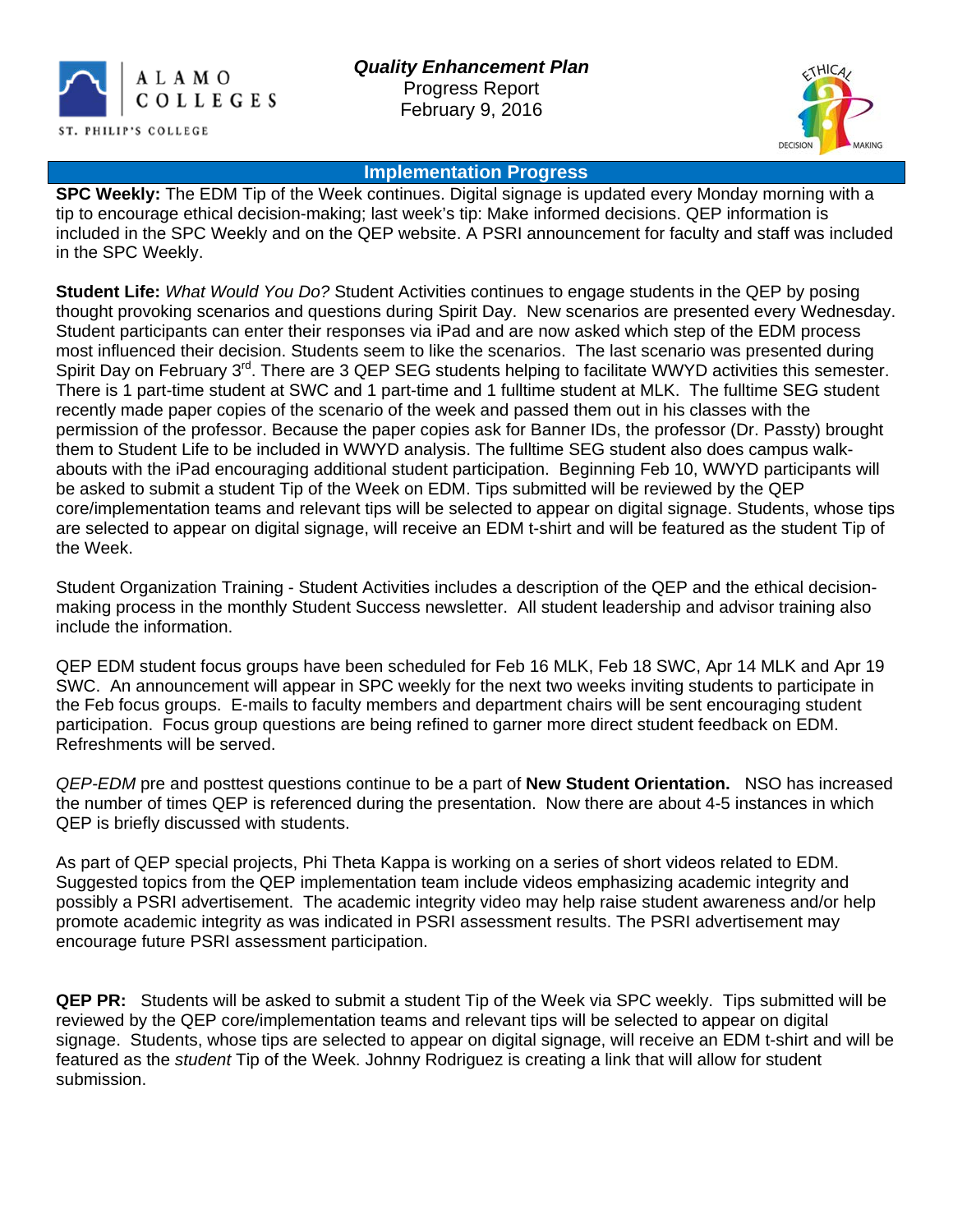ALAMO COLLEGES

ST. PHILIP'S COLLEGE

***Quality Enhancement Plan***
Progress Report
February 9, 2016

ETHICAL DECISION MAKING

## Implementation Progress

**SPC Weekly:** The EDM Tip of the Week continues. Digital signage is updated every Monday morning with a tip to encourage ethical decision-making; last week's tip: Make informed decisions. QEP information is included in the SPC Weekly and on the QEP website. A PSRI announcement for faculty and staff was included in the SPC Weekly.

**Student Life:** *What Would You Do?* Student Activities continues to engage students in the QEP by posing thought provoking scenarios and questions during Spirit Day. New scenarios are presented every Wednesday. Student participants can enter their responses via iPad and are now asked which step of the EDM process most influenced their decision. Students seem to like the scenarios. The last scenario was presented during Spirit Day on February 3rd. There are 3 QEP SEG students helping to facilitate WWYD activities this semester. There is 1 part-time student at SWC and 1 part-time and 1 fulltime student at MLK. The fulltime SEG student recently made paper copies of the scenario of the week and passed them out in his classes with the permission of the professor. Because the paper copies ask for Banner IDs, the professor (Dr. Passty) brought them to Student Life to be included in WWYD analysis. The fulltime SEG student also does campus walk-abouts with the iPad encouraging additional student participation. Beginning Feb 10, WWYD participants will be asked to submit a student Tip of the Week on EDM. Tips submitted will be reviewed by the QEP core/implementation teams and relevant tips will be selected to appear on digital signage. Students, whose tips are selected to appear on digital signage, will receive an EDM t-shirt and will be featured as the student Tip of the Week.

Student Organization Training - Student Activities includes a description of the QEP and the ethical decision-making process in the monthly Student Success newsletter. All student leadership and advisor training also include the information.

QEP EDM student focus groups have been scheduled for Feb 16 MLK, Feb 18 SWC, Apr 14 MLK and Apr 19 SWC. An announcement will appear in SPC weekly for the next two weeks inviting students to participate in the Feb focus groups. E-mails to faculty members and department chairs will be sent encouraging student participation. Focus group questions are being refined to garner more direct student feedback on EDM. Refreshments will be served.

*QEP-EDM* pre and posttest questions continue to be a part of **New Student Orientation.** NSO has increased the number of times QEP is referenced during the presentation. Now there are about 4-5 instances in which QEP is briefly discussed with students.

As part of QEP special projects, Phi Theta Kappa is working on a series of short videos related to EDM. Suggested topics from the QEP implementation team include videos emphasizing academic integrity and possibly a PSRI advertisement. The academic integrity video may help raise student awareness and/or help promote academic integrity as was indicated in PSRI assessment results. The PSRI advertisement may encourage future PSRI assessment participation.

**QEP PR:** Students will be asked to submit a student Tip of the Week via SPC weekly. Tips submitted will be reviewed by the QEP core/implementation teams and relevant tips will be selected to appear on digital signage. Students, whose tips are selected to appear on digital signage, will receive an EDM t-shirt and will be featured as the *student* Tip of the Week. Johnny Rodriguez is creating a link that will allow for student submission.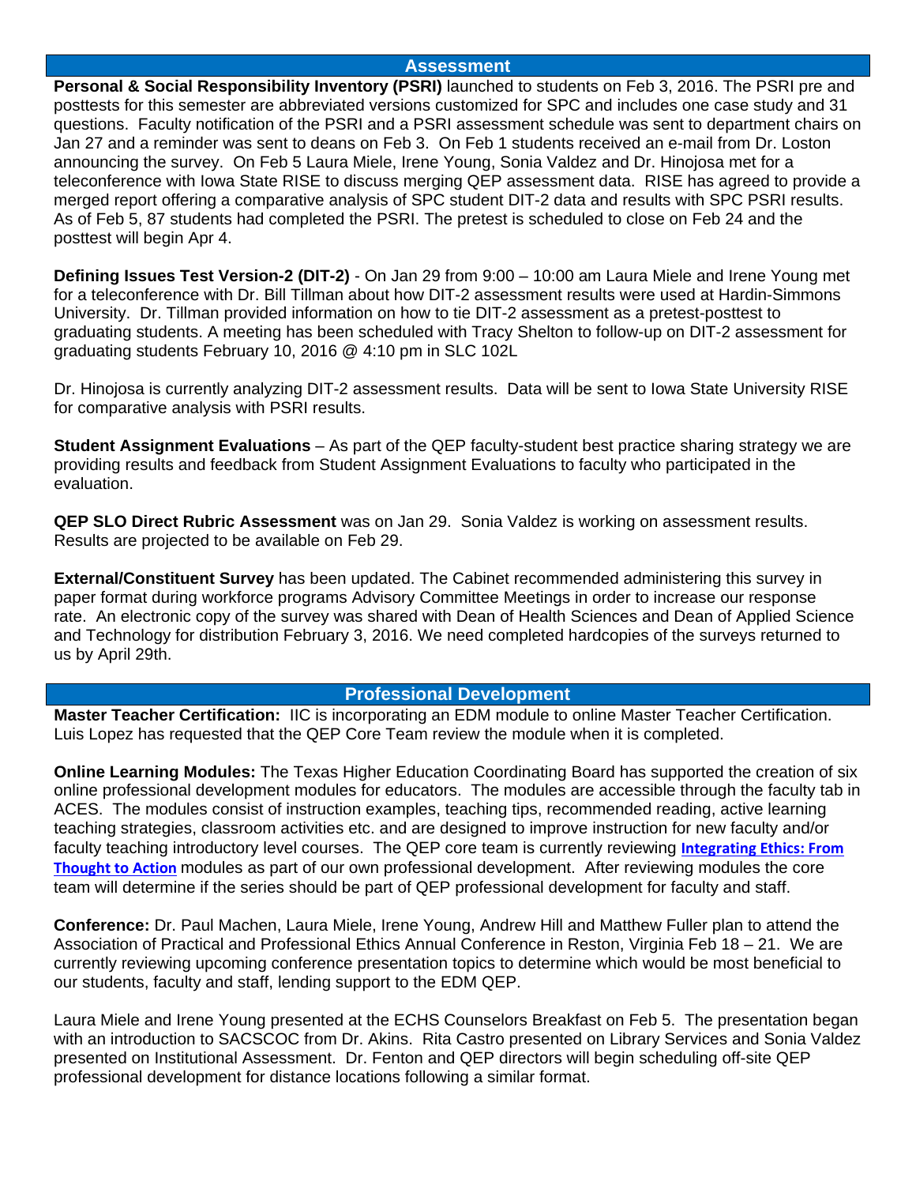## Assessment

**Personal & Social Responsibility Inventory (PSRI)** launched to students on Feb 3, 2016. The PSRI pre and posttests for this semester are abbreviated versions customized for SPC and includes one case study and 31 questions. Faculty notification of the PSRI and a PSRI assessment schedule was sent to department chairs on Jan 27 and a reminder was sent to deans on Feb 3. On Feb 1 students received an e-mail from Dr. Loston announcing the survey. On Feb 5 Laura Miele, Irene Young, Sonia Valdez and Dr. Hinojosa met for a teleconference with Iowa State RISE to discuss merging QEP assessment data. RISE has agreed to provide a merged report offering a comparative analysis of SPC student DIT-2 data and results with SPC PSRI results. As of Feb 5, 87 students had completed the PSRI. The pretest is scheduled to close on Feb 24 and the posttest will begin Apr 4.

**Defining Issues Test Version-2 (DIT-2)** - On Jan 29 from 9:00 – 10:00 am Laura Miele and Irene Young met for a teleconference with Dr. Bill Tillman about how DIT-2 assessment results were used at Hardin-Simmons University. Dr. Tillman provided information on how to tie DIT-2 assessment as a pretest-posttest to graduating students. A meeting has been scheduled with Tracy Shelton to follow-up on DIT-2 assessment for graduating students February 10, 2016 @ 4:10 pm in SLC 102L

Dr. Hinojosa is currently analyzing DIT-2 assessment results. Data will be sent to Iowa State University RISE for comparative analysis with PSRI results.

**Student Assignment Evaluations** – As part of the QEP faculty-student best practice sharing strategy we are providing results and feedback from Student Assignment Evaluations to faculty who participated in the evaluation.

**QEP SLO Direct Rubric Assessment** was on Jan 29. Sonia Valdez is working on assessment results. Results are projected to be available on Feb 29.

**External/Constituent Survey** has been updated. The Cabinet recommended administering this survey in paper format during workforce programs Advisory Committee Meetings in order to increase our response rate. An electronic copy of the survey was shared with Dean of Health Sciences and Dean of Applied Science and Technology for distribution February 3, 2016. We need completed hardcopies of the surveys returned to us by April 29th.

## Professional Development

**Master Teacher Certification:** IIC is incorporating an EDM module to online Master Teacher Certification. Luis Lopez has requested that the QEP Core Team review the module when it is completed.

**Online Learning Modules:** The Texas Higher Education Coordinating Board has supported the creation of six online professional development modules for educators. The modules are accessible through the faculty tab in ACES. The modules consist of instruction examples, teaching tips, recommended reading, active learning teaching strategies, classroom activities etc. and are designed to improve instruction for new faculty and/or faculty teaching introductory level courses. The QEP core team is currently reviewing **Integrating Ethics: From Thought to Action** modules as part of our own professional development. After reviewing modules the core team will determine if the series should be part of QEP professional development for faculty and staff.

**Conference:** Dr. Paul Machen, Laura Miele, Irene Young, Andrew Hill and Matthew Fuller plan to attend the Association of Practical and Professional Ethics Annual Conference in Reston, Virginia Feb 18 – 21. We are currently reviewing upcoming conference presentation topics to determine which would be most beneficial to our students, faculty and staff, lending support to the EDM QEP.

Laura Miele and Irene Young presented at the ECHS Counselors Breakfast on Feb 5. The presentation began with an introduction to SACSCOC from Dr. Akins. Rita Castro presented on Library Services and Sonia Valdez presented on Institutional Assessment. Dr. Fenton and QEP directors will begin scheduling off-site QEP professional development for distance locations following a similar format.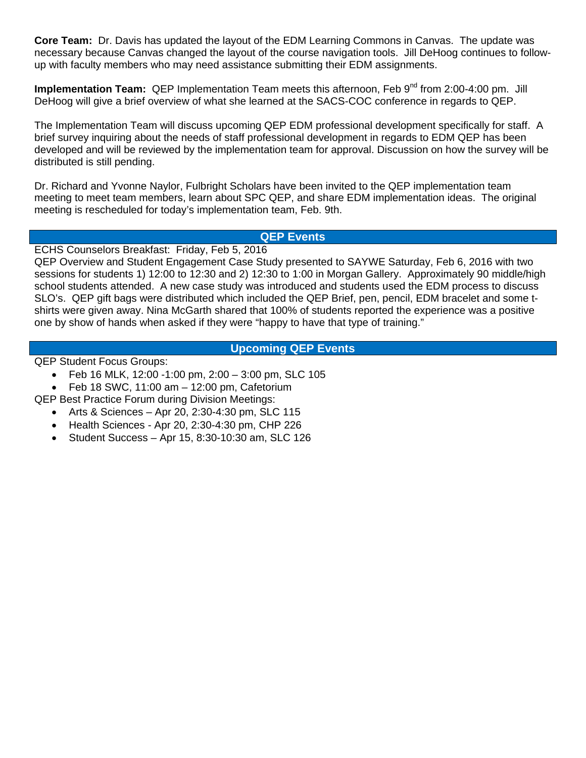**Core Team:** Dr. Davis has updated the layout of the EDM Learning Commons in Canvas. The update was necessary because Canvas changed the layout of the course navigation tools. Jill DeHoog continues to follow-up with faculty members who may need assistance submitting their EDM assignments.

**Implementation Team:** QEP Implementation Team meets this afternoon, Feb 9nd from 2:00-4:00 pm. Jill DeHoog will give a brief overview of what she learned at the SACS-COC conference in regards to QEP.

The Implementation Team will discuss upcoming QEP EDM professional development specifically for staff. A brief survey inquiring about the needs of staff professional development in regards to EDM QEP has been developed and will be reviewed by the implementation team for approval. Discussion on how the survey will be distributed is still pending.

Dr. Richard and Yvonne Naylor, Fulbright Scholars have been invited to the QEP implementation team meeting to meet team members, learn about SPC QEP, and share EDM implementation ideas. The original meeting is rescheduled for today's implementation team, Feb. 9th.

## QEP Events

ECHS Counselors Breakfast: Friday, Feb 5, 2016

QEP Overview and Student Engagement Case Study presented to SAYWE Saturday, Feb 6, 2016 with two sessions for students 1) 12:00 to 12:30 and 2) 12:30 to 1:00 in Morgan Gallery. Approximately 90 middle/high school students attended. A new case study was introduced and students used the EDM process to discuss SLO's. QEP gift bags were distributed which included the QEP Brief, pen, pencil, EDM bracelet and some t-shirts were given away. Nina McGarth shared that 100% of students reported the experience was a positive one by show of hands when asked if they were "happy to have that type of training."

## Upcoming QEP Events

QEP Student Focus Groups:

- Feb 16 MLK, 12:00 -1:00 pm, 2:00 – 3:00 pm, SLC 105
- Feb 18 SWC, 11:00 am – 12:00 pm, Cafetorium

QEP Best Practice Forum during Division Meetings:

- Arts & Sciences – Apr 20, 2:30-4:30 pm, SLC 115
- Health Sciences - Apr 20, 2:30-4:30 pm, CHP 226
- Student Success – Apr 15, 8:30-10:30 am, SLC 126